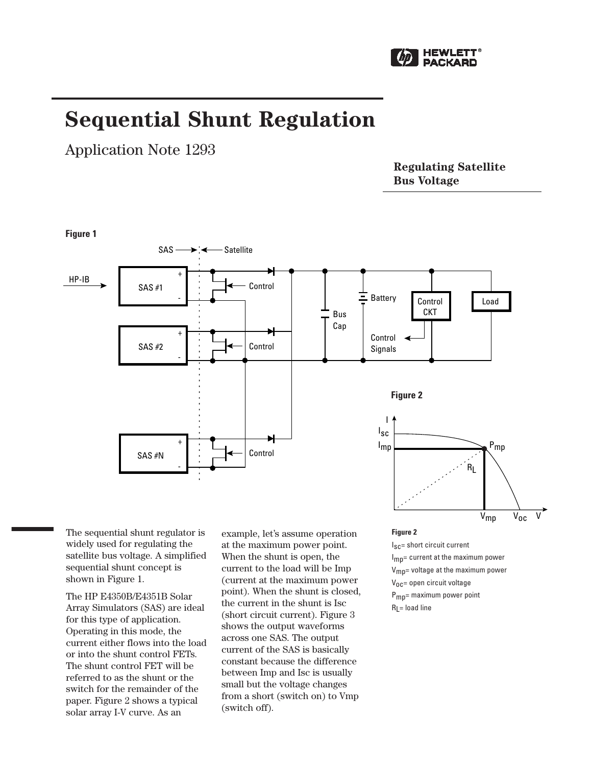# Sequential Shunt Regulation

Application Note 1293

**Regulating Satellite Bus Voltage**

**Figure 1**

**Figure 2**

The sequential shunt regulator is widely used for regulating the satellite bus voltage. A simplified sequential shunt concept is shown in Figure 1.

The HP E4350B/E4351B Solar Array Simulators (SAS) are ideal for this type of application. Operating in this mode, the current either flows into the load or into the shunt control FETs. The shunt control FET will be referred to as the shunt or the switch for the remainder of the paper. Figure 2 shows a typical solar array I-V curve. As an example, let's assume operation at the maximum power point. When the shunt is open, the current to the load will be Imp (current at the maximum power point). When the shunt is closed, the current in the shunt is Isc (short circuit current). Figure 3 shows the output waveforms across one SAS. The output current of the SAS is basically constant because the difference between Imp and Isc is usually small but the voltage changes from a short (switch on) to Vmp (switch off).

**Figure 2**

$I_{SC}$= short circuit current

$I_{mp}$= current at the maximum power

$V_{mp}$= voltage at the maximum power

$V_{OC}$= open circuit voltage

$P_{mp}$= maximum power point

$R_L$= load line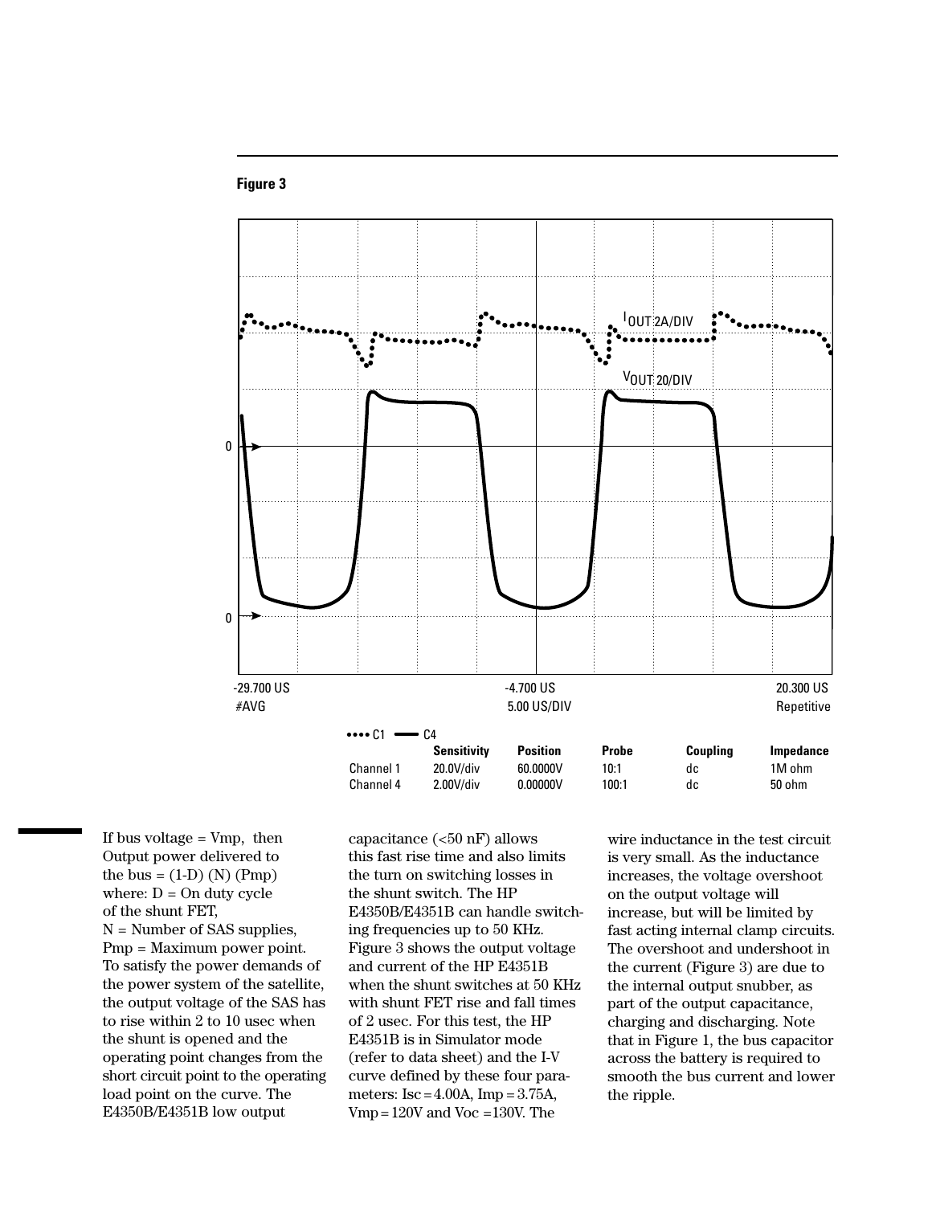**Figure 3**

-29.700 US &nbsp;&nbsp;&nbsp; -4.700 US &nbsp;&nbsp;&nbsp; 20.300 US

#AVG &nbsp;&nbsp;&nbsp; 5.00 US/DIV &nbsp;&nbsp;&nbsp; Repetitive

$I_{OUT}$ 2A/DIV

$V_{OUT}$ 20/DIV

•••• C1 ▬ C4

| | Sensitivity | Position | Probe | Coupling | Impedance |
|---|---|---|---|---|---|
| Channel 1 | 20.0V/div | 60.0000V | 10:1 | dc | 1M ohm |
| Channel 4 | 2.00V/div | 0.00000V | 100:1 | dc | 50 ohm |

If bus voltage = Vmp, then Output power delivered to the bus = (1-D) (N) (Pmp) where: D = On duty cycle of the shunt FET, N = Number of SAS supplies, Pmp = Maximum power point. To satisfy the power demands of the power system of the satellite, the output voltage of the SAS has to rise within 2 to 10 usec when the shunt is opened and the operating point changes from the short circuit point to the operating load point on the curve. The E4350B/E4351B low output capacitance (<50 nF) allows this fast rise time and also limits the turn on switching losses in the shunt switch. The HP E4350B/E4351B can handle switching frequencies up to 50 KHz. Figure 3 shows the output voltage and current of the HP E4351B when the shunt switches at 50 KHz with shunt FET rise and fall times of 2 usec. For this test, the HP E4351B is in Simulator mode (refer to data sheet) and the I-V curve defined by these four parameters: Isc = 4.00A, Imp = 3.75A, Vmp = 120V and Voc = 130V. The wire inductance in the test circuit is very small. As the inductance increases, the voltage overshoot on the output voltage will increase, but will be limited by fast acting internal clamp circuits. The overshoot and undershoot in the current (Figure 3) are due to the internal output snubber, as part of the output capacitance, charging and discharging. Note that in Figure 1, the bus capacitor across the battery is required to smooth the bus current and lower the ripple.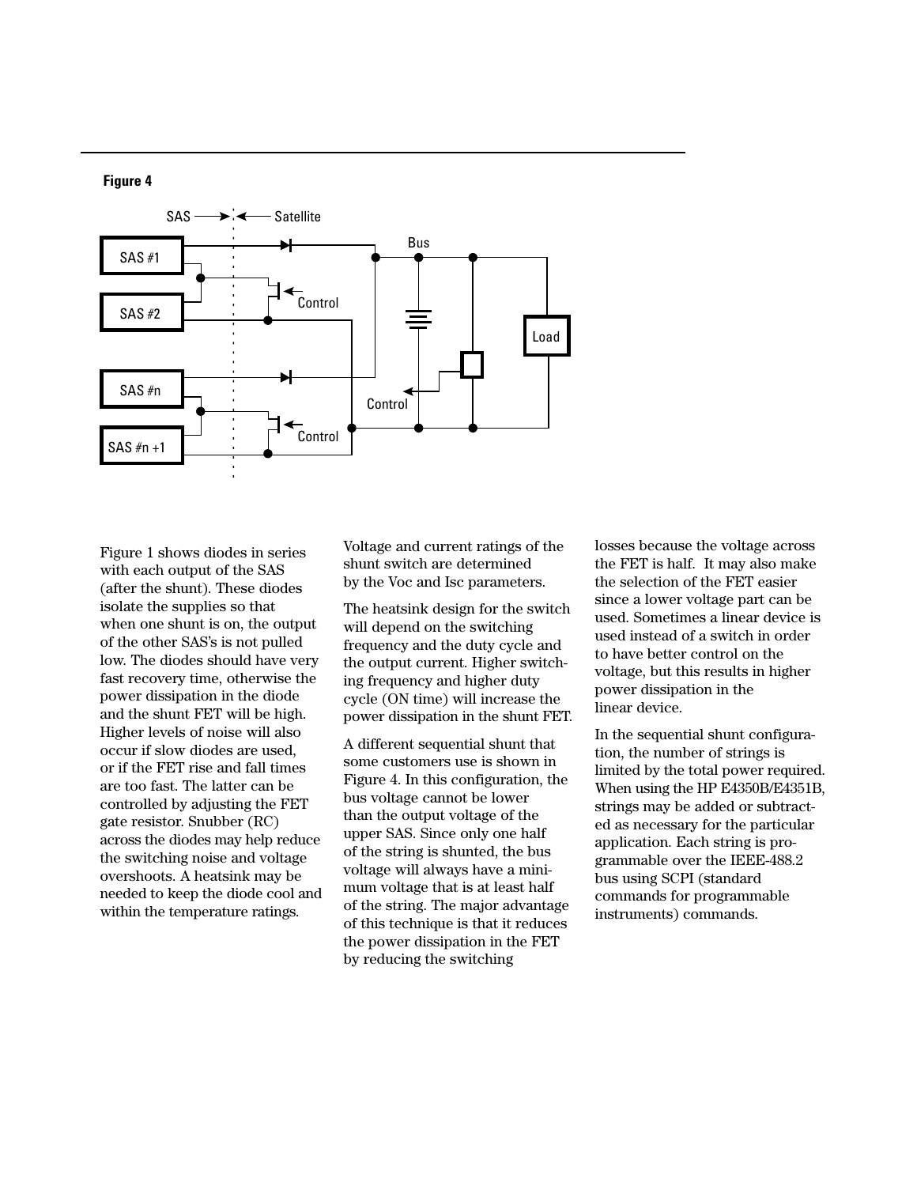**Figure 4**

Figure 1 shows diodes in series with each output of the SAS (after the shunt). These diodes isolate the supplies so that when one shunt is on, the output of the other SAS's is not pulled low. The diodes should have very fast recovery time, otherwise the power dissipation in the diode and the shunt FET will be high. Higher levels of noise will also occur if slow diodes are used, or if the FET rise and fall times are too fast. The latter can be controlled by adjusting the FET gate resistor. Snubber (RC) across the diodes may help reduce the switching noise and voltage overshoots. A heatsink may be needed to keep the diode cool and within the temperature ratings.

Voltage and current ratings of the shunt switch are determined by the Voc and Isc parameters.

The heatsink design for the switch will depend on the switching frequency and the duty cycle and the output current. Higher switching frequency and higher duty cycle (ON time) will increase the power dissipation in the shunt FET.

A different sequential shunt that some customers use is shown in Figure 4. In this configuration, the bus voltage cannot be lower than the output voltage of the upper SAS. Since only one half of the string is shunted, the bus voltage will always have a minimum voltage that is at least half of the string. The major advantage of this technique is that it reduces the power dissipation in the FET by reducing the switching losses because the voltage across the FET is half. It may also make the selection of the FET easier since a lower voltage part can be used. Sometimes a linear device is used instead of a switch in order to have better control on the voltage, but this results in higher power dissipation in the linear device.

In the sequential shunt configuration, the number of strings is limited by the total power required. When using the HP E4350B/E4351B, strings may be added or subtracted as necessary for the particular application. Each string is programmable over the IEEE-488.2 bus using SCPI (standard commands for programmable instruments) commands.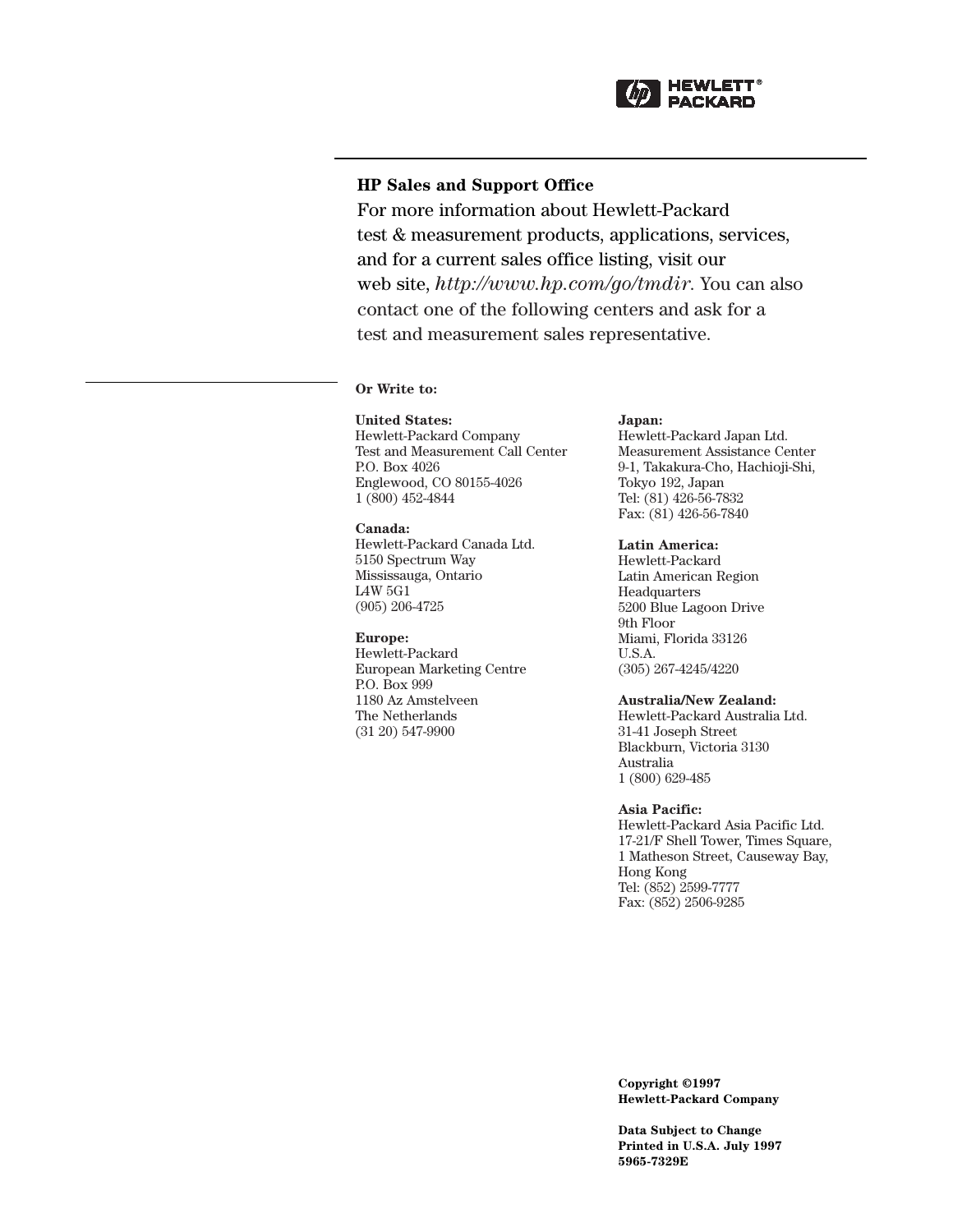**HP Sales and Support Office**

For more information about Hewlett-Packard test & measurement products, applications, services, and for a current sales office listing, visit our web site, *http://www.hp.com/go/tmdir*. You can also contact one of the following centers and ask for a test and measurement sales representative.

**Or Write to:**

**United States:**
Hewlett-Packard Company
Test and Measurement Call Center
P.O. Box 4026
Englewood, CO 80155-4026
1 (800) 452-4844

**Canada:**
Hewlett-Packard Canada Ltd.
5150 Spectrum Way
Mississauga, Ontario
L4W 5G1
(905) 206-4725

**Europe:**
Hewlett-Packard
European Marketing Centre
P.O. Box 999
1180 Az Amstelveen
The Netherlands
(31 20) 547-9900

**Japan:**
Hewlett-Packard Japan Ltd.
Measurement Assistance Center
9-1, Takakura-Cho, Hachioji-Shi,
Tokyo 192, Japan
Tel: (81) 426-56-7832
Fax: (81) 426-56-7840

**Latin America:**
Hewlett-Packard
Latin American Region
Headquarters
5200 Blue Lagoon Drive
9th Floor
Miami, Florida 33126
U.S.A.
(305) 267-4245/4220

**Australia/New Zealand:**
Hewlett-Packard Australia Ltd.
31-41 Joseph Street
Blackburn, Victoria 3130
Australia
1 (800) 629-485

**Asia Pacific:**
Hewlett-Packard Asia Pacific Ltd.
17-21/F Shell Tower, Times Square,
1 Matheson Street, Causeway Bay,
Hong Kong
Tel: (852) 2599-7777
Fax: (852) 2506-9285

**Copyright ©1997**
**Hewlett-Packard Company**

**Data Subject to Change**
**Printed in U.S.A. July 1997**
**5965-7329E**